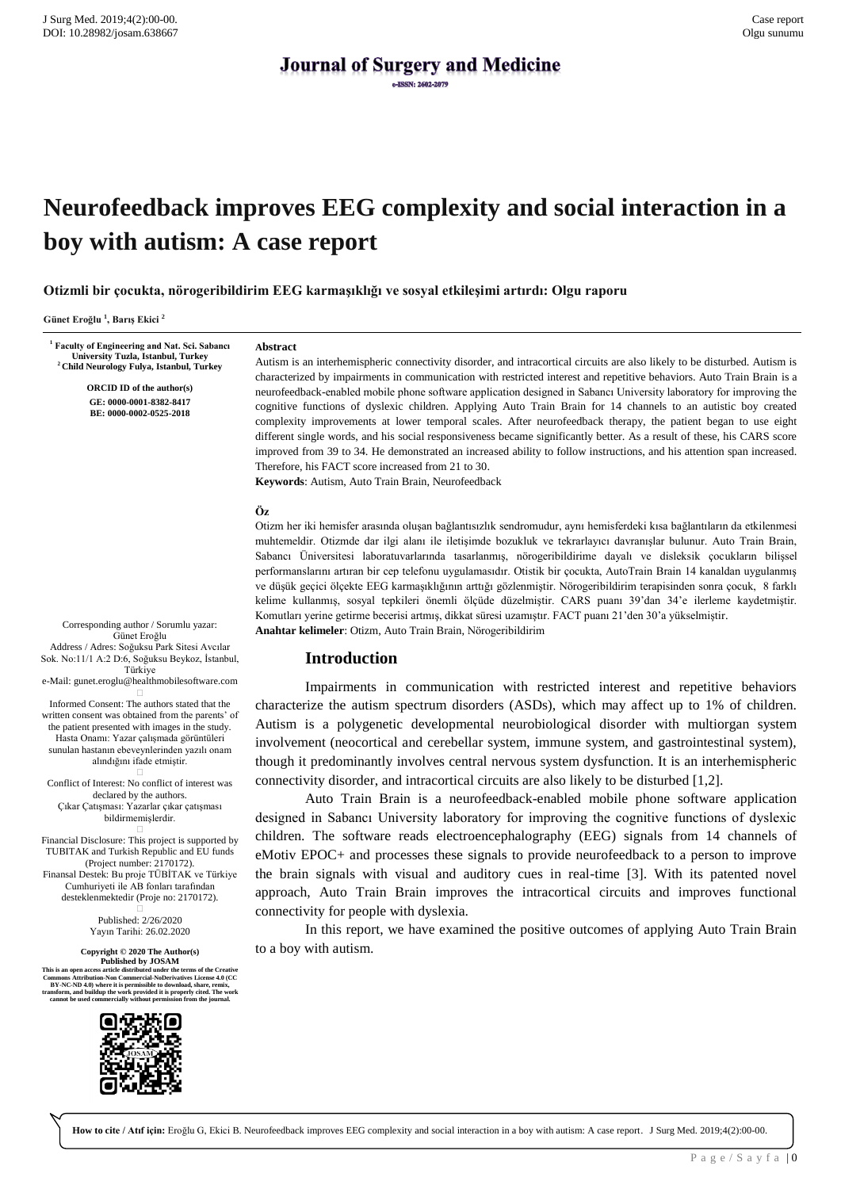# Neurofeedback improves EEG complexity and social interaction in a boy with autism: A case report

## Otizmli bir çocukta, nörogeribildirim EEG karmaşıklığı ve sosyal etkileşimi artırdı: Olgu raporu

Günet Eroğlu [1], Barış Ekici [2]

[1] Faculty of Engineering and Nat. Sci. Sabancı University Tuzla, Istanbul, Turkey
[2] Child Neurology Fulya, Istanbul, Turkey

ORCID ID of the author(s)
GE: 0000-0001-8382-8417
BE: 0000-0002-0525-2018

Corresponding author / Sorumlu yazar: Günet Eroğlu
Address / Adres: Soğuksu Park Sitesi Avcılar Sok. No:11/1 A:2 D:6, Soğuksu Beykoz, İstanbul, Türkiye
e-Mail: gunet.eroglu@healthmobilesoftware.com

Informed Consent: The authors stated that the written consent was obtained from the parents' of the patient presented with images in the study.
Hasta Onamı: Yazar çalışmada görüntüleri sunulan hastanın ebeveynlerinden yazılı onam alındığını ifade etmiştir.

Conflict of Interest: No conflict of interest was declared by the authors.
Çıkar Çatışması: Yazarlar çıkar çatışması bildirmemişlerdir.

Financial Disclosure: This project is supported by TUBITAK and Turkish Republic and EU funds (Project number: 2170172).
Finansal Destek: Bu proje TÜBİTAK ve Türkiye Cumhuriyeti ile AB fonları tarafından desteklenmektedir (Proje no: 2170172).

Published: 2/26/2020
Yayın Tarihi: 26.02.2020

**Copyright © 2020 The Author(s)**
**Published by JOSAM**
This is an open access article distributed under the terms of the Creative Commons Attribution-Non Commercial-NoDerivatives License 4.0 (CC BY-NC-ND 4.0) where it is permissible to download, share, remix, transform, and buildup the work provided it is properly cited. The work cannot be used commercially without permission from the journal.

### Abstract

Autism is an interhemispheric connectivity disorder, and intracortical circuits are also likely to be disturbed. Autism is characterized by impairments in communication with restricted interest and repetitive behaviors. Auto Train Brain is a neurofeedback-enabled mobile phone software application designed in Sabancı University laboratory for improving the cognitive functions of dyslexic children. Applying Auto Train Brain for 14 channels to an autistic boy created complexity improvements at lower temporal scales. After neurofeedback therapy, the patient began to use eight different single words, and his social responsiveness became significantly better. As a result of these, his CARS score improved from 39 to 34. He demonstrated an increased ability to follow instructions, and his attention span increased. Therefore, his FACT score increased from 21 to 30.

**Keywords**: Autism, Auto Train Brain, Neurofeedback

### Öz

Otizm her iki hemisfer arasında oluşan bağlantısızlık sendromudur, aynı hemisferdeki kısa bağlantıların da etkilenmesi muhtemeldir. Otizmde dar ilgi alanı ile iletişimde bozukluk ve tekrarlayıcı davranışlar bulunur. Auto Train Brain, Sabancı Üniversitesi laboratuvarlarında tasarlanmış, nörogeribildirime dayalı ve disleksik çocukların bilişsel performanslarını artıran bir cep telefonu uygulamasıdır. Otistik bir çocukta, AutoTrain Brain 14 kanaldan uygulanmış ve düşük geçici ölçekte EEG karmaşıklığının arttığı gözlenmiştir. Nörogeribildirim terapisinden sonra çocuk, 8 farklı kelime kullanmış, sosyal tepkileri önemli ölçüde düzelmiştir. CARS puanı 39'dan 34'e ilerleme kaydetmiştir. Komutları yerine getirme becerisi artmış, dikkat süresi uzamıştır. FACT puanı 21'den 30'a yükselmiştir.

**Anahtar kelimeler**: Otizm, Auto Train Brain, Nörogeribildirim

## Introduction

Impairments in communication with restricted interest and repetitive behaviors characterize the autism spectrum disorders (ASDs), which may affect up to 1% of children. Autism is a polygenetic developmental neurobiological disorder with multiorgan system involvement (neocortical and cerebellar system, immune system, and gastrointestinal system), though it predominantly involves central nervous system dysfunction. It is an interhemispheric connectivity disorder, and intracortical circuits are also likely to be disturbed [1,2].

Auto Train Brain is a neurofeedback-enabled mobile phone software application designed in Sabancı University laboratory for improving the cognitive functions of dyslexic children. The software reads electroencephalography (EEG) signals from 14 channels of eMotiv EPOC+ and processes these signals to provide neurofeedback to a person to improve the brain signals with visual and auditory cues in real-time [3]. With its patented novel approach, Auto Train Brain improves the intracortical circuits and improves functional connectivity for people with dyslexia.

In this report, we have examined the positive outcomes of applying Auto Train Brain to a boy with autism.

**How to cite / Atıf için:** Eroğlu G, Ekici B. Neurofeedback improves EEG complexity and social interaction in a boy with autism: A case report. J Surg Med. 2019;4(2):00-00.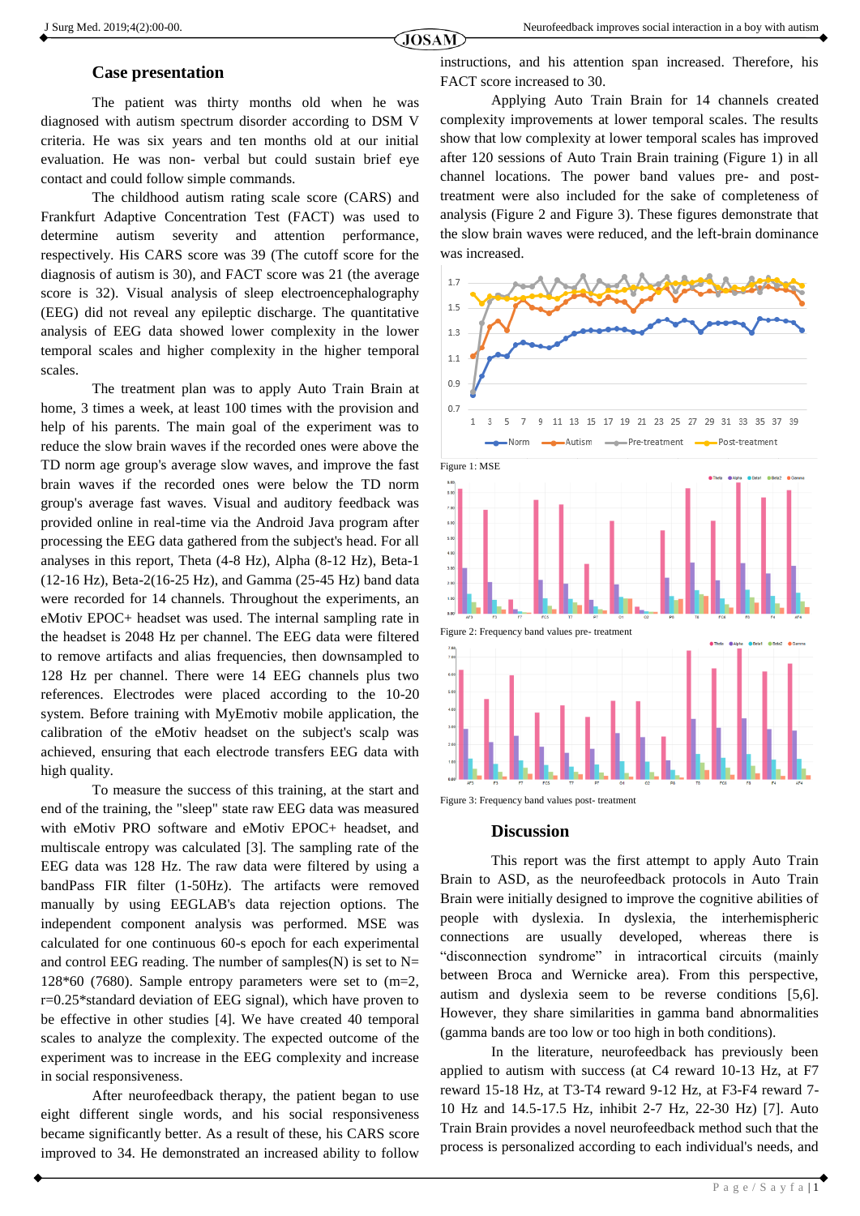## Case presentation

The patient was thirty months old when he was diagnosed with autism spectrum disorder according to DSM V criteria. He was six years and ten months old at our initial evaluation. He was non- verbal but could sustain brief eye contact and could follow simple commands.

The childhood autism rating scale score (CARS) and Frankfurt Adaptive Concentration Test (FACT) was used to determine autism severity and attention performance, respectively. His CARS score was 39 (The cutoff score for the diagnosis of autism is 30), and FACT score was 21 (the average score is 32). Visual analysis of sleep electroencephalography (EEG) did not reveal any epileptic discharge. The quantitative analysis of EEG data showed lower complexity in the lower temporal scales and higher complexity in the higher temporal scales.

The treatment plan was to apply Auto Train Brain at home, 3 times a week, at least 100 times with the provision and help of his parents. The main goal of the experiment was to reduce the slow brain waves if the recorded ones were above the TD norm age group's average slow waves, and improve the fast brain waves if the recorded ones were below the TD norm group's average fast waves. Visual and auditory feedback was provided online in real-time via the Android Java program after processing the EEG data gathered from the subject's head. For all analyses in this report, Theta (4-8 Hz), Alpha (8-12 Hz), Beta-1 (12-16 Hz), Beta-2(16-25 Hz), and Gamma (25-45 Hz) band data were recorded for 14 channels. Throughout the experiments, an eMotiv EPOC+ headset was used. The internal sampling rate in the headset is 2048 Hz per channel. The EEG data were filtered to remove artifacts and alias frequencies, then downsampled to 128 Hz per channel. There were 14 EEG channels plus two references. Electrodes were placed according to the 10-20 system. Before training with MyEmotiv mobile application, the calibration of the eMotiv headset on the subject's scalp was achieved, ensuring that each electrode transfers EEG data with high quality.

To measure the success of this training, at the start and end of the training, the "sleep" state raw EEG data was measured with eMotiv PRO software and eMotiv EPOC+ headset, and multiscale entropy was calculated [3]. The sampling rate of the EEG data was 128 Hz. The raw data were filtered by using a bandPass FIR filter (1-50Hz). The artifacts were removed manually by using EEGLAB's data rejection options. The independent component analysis was performed. MSE was calculated for one continuous 60-s epoch for each experimental and control EEG reading. The number of samples(N) is set to N= 128*60 (7680). Sample entropy parameters were set to (m=2, r=0.25*standard deviation of EEG signal), which have proven to be effective in other studies [4]. We have created 40 temporal scales to analyze the complexity. The expected outcome of the experiment was to increase in the EEG complexity and increase in social responsiveness.

After neurofeedback therapy, the patient began to use eight different single words, and his social responsiveness became significantly better. As a result of these, his CARS score improved to 34. He demonstrated an increased ability to follow instructions, and his attention span increased. Therefore, his FACT score increased to 30.

Applying Auto Train Brain for 14 channels created complexity improvements at lower temporal scales. The results show that low complexity at lower temporal scales has improved after 120 sessions of Auto Train Brain training (Figure 1) in all channel locations. The power band values pre- and post-treatment were also included for the sake of completeness of analysis (Figure 2 and Figure 3). These figures demonstrate that the slow brain waves were reduced, and the left-brain dominance was increased.

Figure 1: MSE

Figure 2: Frequency band values pre- treatment

Figure 3: Frequency band values post- treatment

## Discussion

This report was the first attempt to apply Auto Train Brain to ASD, as the neurofeedback protocols in Auto Train Brain were initially designed to improve the cognitive abilities of people with dyslexia. In dyslexia, the interhemispheric connections are usually developed, whereas there is "disconnection syndrome" in intracortical circuits (mainly between Broca and Wernicke area). From this perspective, autism and dyslexia seem to be reverse conditions [5,6]. However, they share similarities in gamma band abnormalities (gamma bands are too low or too high in both conditions).

In the literature, neurofeedback has previously been applied to autism with success (at C4 reward 10-13 Hz, at F7 reward 15-18 Hz, at T3-T4 reward 9-12 Hz, at F3-F4 reward 7-10 Hz and 14.5-17.5 Hz, inhibit 2-7 Hz, 22-30 Hz) [7]. Auto Train Brain provides a novel neurofeedback method such that the process is personalized according to each individual's needs, and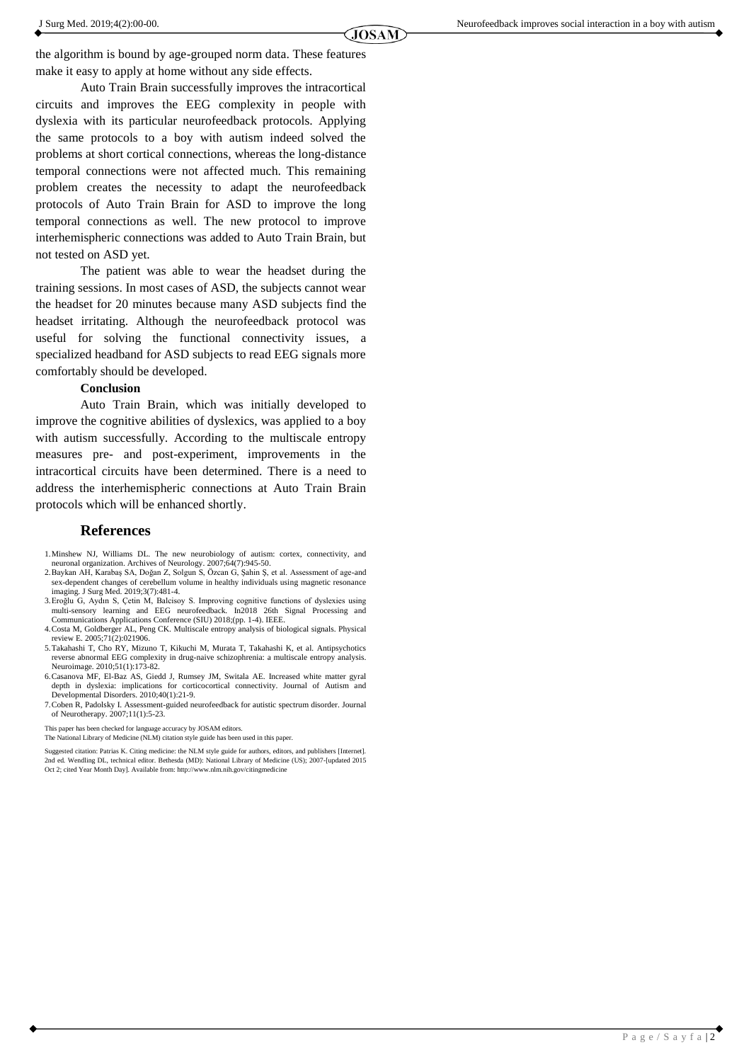the algorithm is bound by age-grouped norm data. These features make it easy to apply at home without any side effects.

Auto Train Brain successfully improves the intracortical circuits and improves the EEG complexity in people with dyslexia with its particular neurofeedback protocols. Applying the same protocols to a boy with autism indeed solved the problems at short cortical connections, whereas the long-distance temporal connections were not affected much. This remaining problem creates the necessity to adapt the neurofeedback protocols of Auto Train Brain for ASD to improve the long temporal connections as well. The new protocol to improve interhemispheric connections was added to Auto Train Brain, but not tested on ASD yet.

The patient was able to wear the headset during the training sessions. In most cases of ASD, the subjects cannot wear the headset for 20 minutes because many ASD subjects find the headset irritating. Although the neurofeedback protocol was useful for solving the functional connectivity issues, a specialized headband for ASD subjects to read EEG signals more comfortably should be developed.

**Conclusion**

Auto Train Brain, which was initially developed to improve the cognitive abilities of dyslexics, was applied to a boy with autism successfully. According to the multiscale entropy measures pre- and post-experiment, improvements in the intracortical circuits have been determined. There is a need to address the interhemispheric connections at Auto Train Brain protocols which will be enhanced shortly.

## References

1. Minshew NJ, Williams DL. The new neurobiology of autism: cortex, connectivity, and neuronal organization. Archives of Neurology. 2007;64(7):945-50.
2. Baykan AH, Karabaş SA, Doğan Z, Solgun S, Özcan G, Şahin Ş, et al. Assessment of age-and sex-dependent changes of cerebellum volume in healthy individuals using magnetic resonance imaging. J Surg Med. 2019;3(7):481-4.
3. Eroğlu G, Aydın S, Çetin M, Balcisoy S. Improving cognitive functions of dyslexies using multi-sensory learning and EEG neurofeedback. In2018 26th Signal Processing and Communications Applications Conference (SIU) 2018;(pp. 1-4). IEEE.
4. Costa M, Goldberger AL, Peng CK. Multiscale entropy analysis of biological signals. Physical review E. 2005;71(2):021906.
5. Takahashi T, Cho RY, Mizuno T, Kikuchi M, Murata T, Takahashi K, et al. Antipsychotics reverse abnormal EEG complexity in drug-naive schizophrenia: a multiscale entropy analysis. Neuroimage. 2010;51(1):173-82.
6. Casanova MF, El-Baz AS, Giedd J, Rumsey JM, Switala AE. Increased white matter gyral depth in dyslexia: implications for corticocortical connectivity. Journal of Autism and Developmental Disorders. 2010;40(1):21-9.
7. Coben R, Padolsky I. Assessment-guided neurofeedback for autistic spectrum disorder. Journal of Neurotherapy. 2007;11(1):5-23.

This paper has been checked for language accuracy by JOSAM editors.
The National Library of Medicine (NLM) citation style guide has been used in this paper.

Suggested citation: Patrias K. Citing medicine: the NLM style guide for authors, editors, and publishers [Internet]. 2nd ed. Wendling DL, technical editor. Bethesda (MD): National Library of Medicine (US); 2007-[updated 2015 Oct 2; cited Year Month Day]. Available from: http://www.nlm.nih.gov/citingmedicine